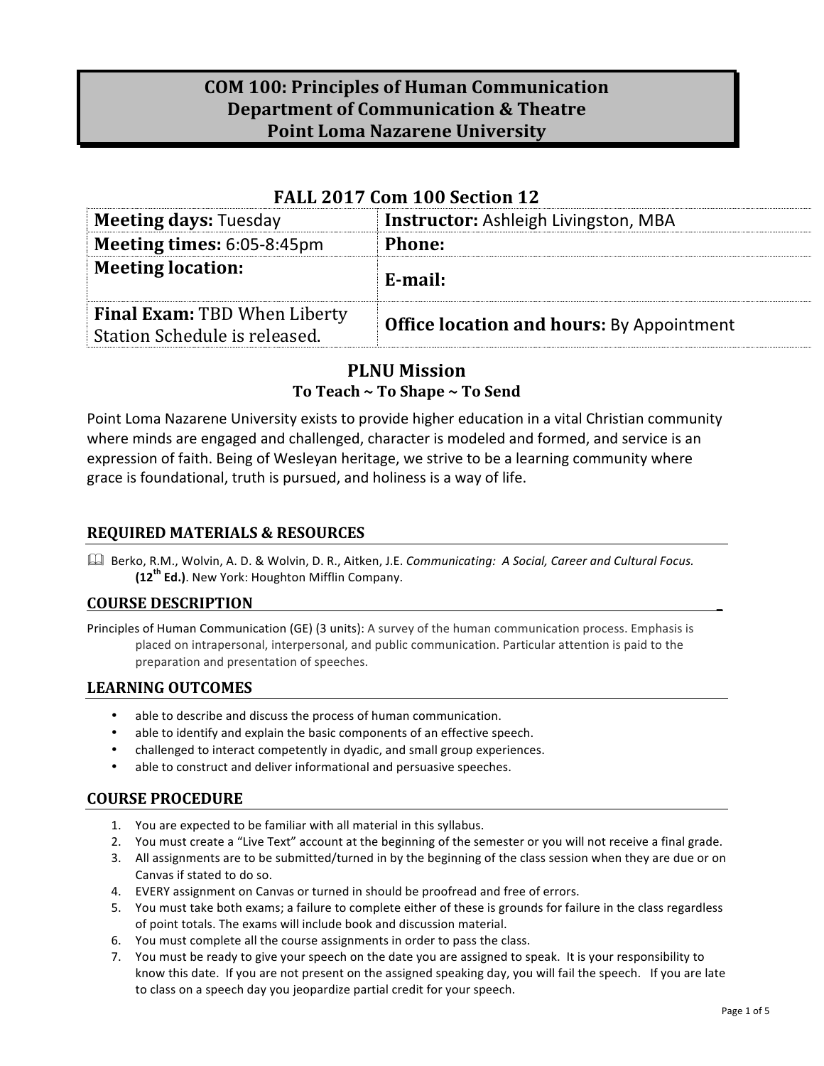# COM 100: Principles of Human Communication
# Department of Communication & Theatre
# Point Loma Nazarene University

## FALL 2017 Com 100 Section 12

| | |
|---|---|
| **Meeting days:** Tuesday | **Instructor:** Ashleigh Livingston, MBA |
| **Meeting times:** 6:05-8:45pm | **Phone:** |
| **Meeting location:** | **E-mail:** |
| **Final Exam:** TBD When Liberty Station Schedule is released. | **Office location and hours:** By Appointment |

## PLNU Mission
### To Teach ~ To Shape ~ To Send

Point Loma Nazarene University exists to provide higher education in a vital Christian community where minds are engaged and challenged, character is modeled and formed, and service is an expression of faith. Being of Wesleyan heritage, we strive to be a learning community where grace is foundational, truth is pursued, and holiness is a way of life.

## REQUIRED MATERIALS & RESOURCES

Berko, R.M., Wolvin, A. D. & Wolvin, D. R., Aitken, J.E. *Communicating: A Social, Career and Cultural Focus.* **(12th Ed.)**. New York: Houghton Mifflin Company.

## COURSE DESCRIPTION

Principles of Human Communication (GE) (3 units): A survey of the human communication process. Emphasis is placed on intrapersonal, interpersonal, and public communication. Particular attention is paid to the preparation and presentation of speeches.

## LEARNING OUTCOMES

- able to describe and discuss the process of human communication.
- able to identify and explain the basic components of an effective speech.
- challenged to interact competently in dyadic, and small group experiences.
- able to construct and deliver informational and persuasive speeches.

## COURSE PROCEDURE

1. You are expected to be familiar with all material in this syllabus.
2. You must create a "Live Text" account at the beginning of the semester or you will not receive a final grade.
3. All assignments are to be submitted/turned in by the beginning of the class session when they are due or on Canvas if stated to do so.
4. EVERY assignment on Canvas or turned in should be proofread and free of errors.
5. You must take both exams; a failure to complete either of these is grounds for failure in the class regardless of point totals. The exams will include book and discussion material.
6. You must complete all the course assignments in order to pass the class.
7. You must be ready to give your speech on the date you are assigned to speak. It is your responsibility to know this date. If you are not present on the assigned speaking day, you will fail the speech. If you are late to class on a speech day you jeopardize partial credit for your speech.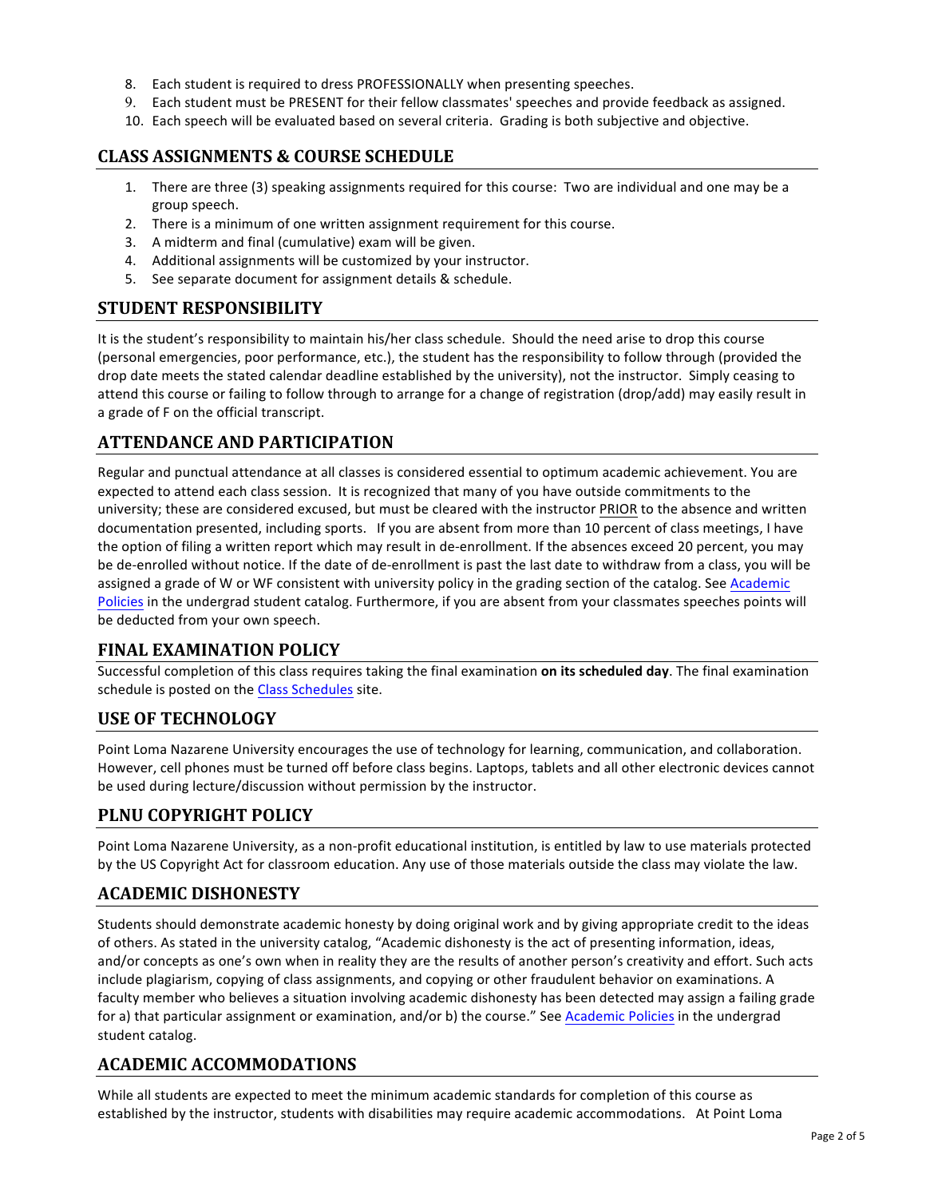8. Each student is required to dress PROFESSIONALLY when presenting speeches.
9. Each student must be PRESENT for their fellow classmates' speeches and provide feedback as assigned.
10. Each speech will be evaluated based on several criteria. Grading is both subjective and objective.

## CLASS ASSIGNMENTS & COURSE SCHEDULE

1. There are three (3) speaking assignments required for this course: Two are individual and one may be a group speech.
2. There is a minimum of one written assignment requirement for this course.
3. A midterm and final (cumulative) exam will be given.
4. Additional assignments will be customized by your instructor.
5. See separate document for assignment details & schedule.

## STUDENT RESPONSIBILITY

It is the student's responsibility to maintain his/her class schedule. Should the need arise to drop this course (personal emergencies, poor performance, etc.), the student has the responsibility to follow through (provided the drop date meets the stated calendar deadline established by the university), not the instructor. Simply ceasing to attend this course or failing to follow through to arrange for a change of registration (drop/add) may easily result in a grade of F on the official transcript.

## ATTENDANCE AND PARTICIPATION

Regular and punctual attendance at all classes is considered essential to optimum academic achievement. You are expected to attend each class session. It is recognized that many of you have outside commitments to the university; these are considered excused, but must be cleared with the instructor PRIOR to the absence and written documentation presented, including sports. If you are absent from more than 10 percent of class meetings, I have the option of filing a written report which may result in de-enrollment. If the absences exceed 20 percent, you may be de-enrolled without notice. If the date of de-enrollment is past the last date to withdraw from a class, you will be assigned a grade of W or WF consistent with university policy in the grading section of the catalog. See Academic Policies in the undergrad student catalog. Furthermore, if you are absent from your classmates speeches points will be deducted from your own speech.

## FINAL EXAMINATION POLICY

Successful completion of this class requires taking the final examination **on its scheduled day**. The final examination schedule is posted on the Class Schedules site.

## USE OF TECHNOLOGY

Point Loma Nazarene University encourages the use of technology for learning, communication, and collaboration. However, cell phones must be turned off before class begins. Laptops, tablets and all other electronic devices cannot be used during lecture/discussion without permission by the instructor.

## PLNU COPYRIGHT POLICY

Point Loma Nazarene University, as a non-profit educational institution, is entitled by law to use materials protected by the US Copyright Act for classroom education. Any use of those materials outside the class may violate the law.

## ACADEMIC DISHONESTY

Students should demonstrate academic honesty by doing original work and by giving appropriate credit to the ideas of others. As stated in the university catalog, "Academic dishonesty is the act of presenting information, ideas, and/or concepts as one's own when in reality they are the results of another person's creativity and effort. Such acts include plagiarism, copying of class assignments, and copying or other fraudulent behavior on examinations. A faculty member who believes a situation involving academic dishonesty has been detected may assign a failing grade for a) that particular assignment or examination, and/or b) the course." See Academic Policies in the undergrad student catalog.

## ACADEMIC ACCOMMODATIONS

While all students are expected to meet the minimum academic standards for completion of this course as established by the instructor, students with disabilities may require academic accommodations. At Point Loma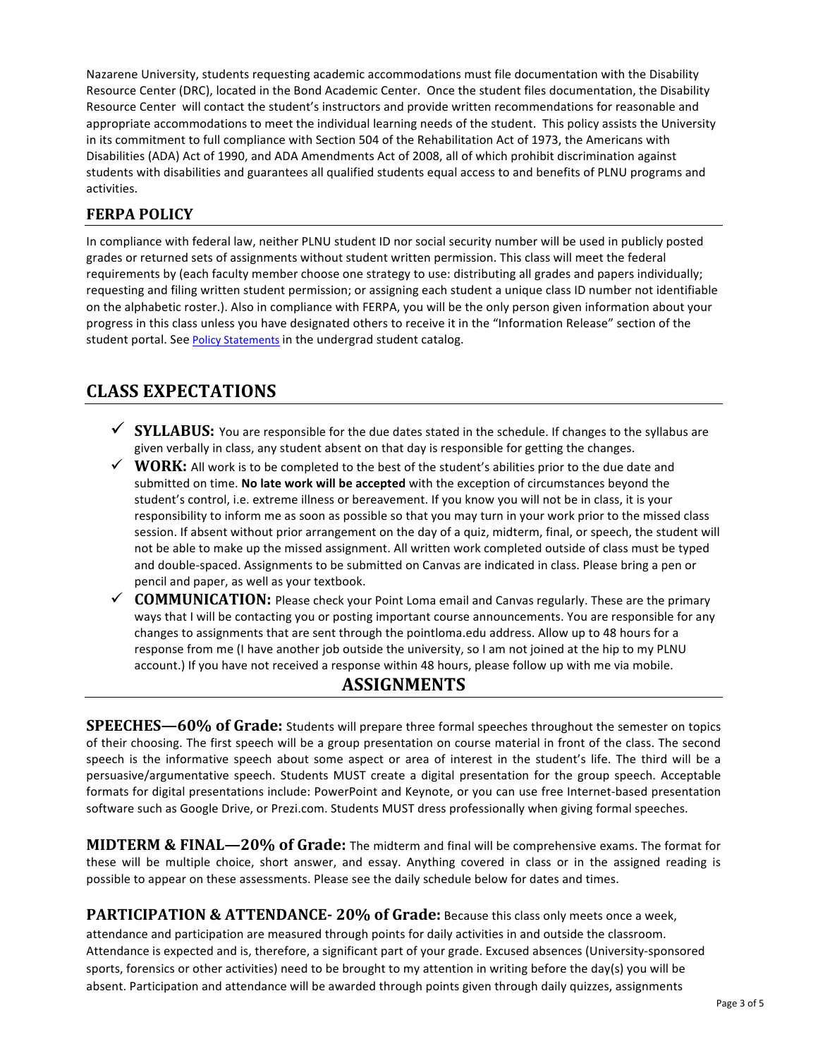Nazarene University, students requesting academic accommodations must file documentation with the Disability Resource Center (DRC), located in the Bond Academic Center. Once the student files documentation, the Disability Resource Center will contact the student's instructors and provide written recommendations for reasonable and appropriate accommodations to meet the individual learning needs of the student. This policy assists the University in its commitment to full compliance with Section 504 of the Rehabilitation Act of 1973, the Americans with Disabilities (ADA) Act of 1990, and ADA Amendments Act of 2008, all of which prohibit discrimination against students with disabilities and guarantees all qualified students equal access to and benefits of PLNU programs and activities.

### FERPA POLICY

In compliance with federal law, neither PLNU student ID nor social security number will be used in publicly posted grades or returned sets of assignments without student written permission. This class will meet the federal requirements by (each faculty member choose one strategy to use: distributing all grades and papers individually; requesting and filing written student permission; or assigning each student a unique class ID number not identifiable on the alphabetic roster.). Also in compliance with FERPA, you will be the only person given information about your progress in this class unless you have designated others to receive it in the "Information Release" section of the student portal. See Policy Statements in the undergrad student catalog.

## CLASS EXPECTATIONS

- ✓ **SYLLABUS:** You are responsible for the due dates stated in the schedule. If changes to the syllabus are given verbally in class, any student absent on that day is responsible for getting the changes.
- ✓ **WORK:** All work is to be completed to the best of the student's abilities prior to the due date and submitted on time. **No late work will be accepted** with the exception of circumstances beyond the student's control, i.e. extreme illness or bereavement. If you know you will not be in class, it is your responsibility to inform me as soon as possible so that you may turn in your work prior to the missed class session. If absent without prior arrangement on the day of a quiz, midterm, final, or speech, the student will not be able to make up the missed assignment. All written work completed outside of class must be typed and double-spaced. Assignments to be submitted on Canvas are indicated in class. Please bring a pen or pencil and paper, as well as your textbook.
- ✓ **COMMUNICATION:** Please check your Point Loma email and Canvas regularly. These are the primary ways that I will be contacting you or posting important course announcements. You are responsible for any changes to assignments that are sent through the pointloma.edu address. Allow up to 48 hours for a response from me (I have another job outside the university, so I am not joined at the hip to my PLNU account.) If you have not received a response within 48 hours, please follow up with me via mobile.

## ASSIGNMENTS

**SPEECHES—60% of Grade:** Students will prepare three formal speeches throughout the semester on topics of their choosing. The first speech will be a group presentation on course material in front of the class. The second speech is the informative speech about some aspect or area of interest in the student's life. The third will be a persuasive/argumentative speech. Students MUST create a digital presentation for the group speech. Acceptable formats for digital presentations include: PowerPoint and Keynote, or you can use free Internet-based presentation software such as Google Drive, or Prezi.com. Students MUST dress professionally when giving formal speeches.

**MIDTERM & FINAL—20% of Grade:** The midterm and final will be comprehensive exams. The format for these will be multiple choice, short answer, and essay. Anything covered in class or in the assigned reading is possible to appear on these assessments. Please see the daily schedule below for dates and times.

**PARTICIPATION & ATTENDANCE- 20% of Grade:** Because this class only meets once a week, attendance and participation are measured through points for daily activities in and outside the classroom. Attendance is expected and is, therefore, a significant part of your grade. Excused absences (University-sponsored sports, forensics or other activities) need to be brought to my attention in writing before the day(s) you will be absent. Participation and attendance will be awarded through points given through daily quizzes, assignments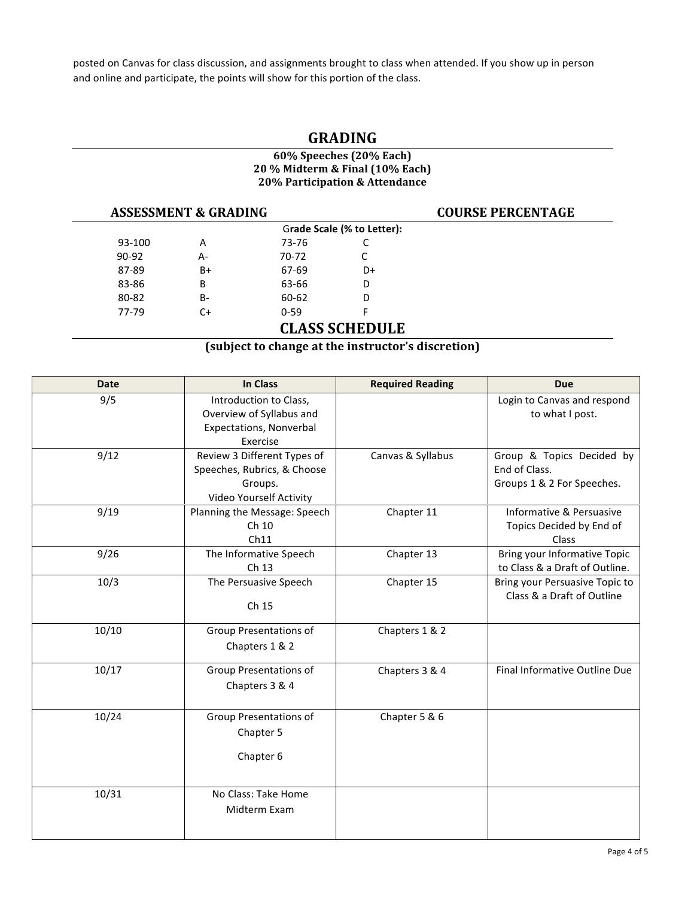posted on Canvas for class discussion, and assignments brought to class when attended. If you show up in person and online and participate, the points will show for this portion of the class.

## GRADING

**60% Speeches (20% Each)**
**20 % Midterm & Final (10% Each)**
**20% Participation & Attendance**

### ASSESSMENT & GRADING — COURSE PERCENTAGE

**Grade Scale (% to Letter):**

| | | | |
|---|---|---|---|
| 93-100 | A | 73-76 | C |
| 90-92 | A- | 70-72 | C |
| 87-89 | B+ | 67-69 | D+ |
| 83-86 | B | 63-66 | D |
| 80-82 | B- | 60-62 | D |
| 77-79 | C+ | 0-59 | F |

## CLASS SCHEDULE

**(subject to change at the instructor's discretion)**

| Date | In Class | Required Reading | Due |
|---|---|---|---|
| 9/5 | Introduction to Class, Overview of Syllabus and Expectations, Nonverbal Exercise | | Login to Canvas and respond to what I post. |
| 9/12 | Review 3 Different Types of Speeches, Rubrics, & Choose Groups. Video Yourself Activity | Canvas & Syllabus | Group & Topics Decided by End of Class. Groups 1 & 2 For Speeches. |
| 9/19 | Planning the Message: Speech Ch 10 Ch11 | Chapter 11 | Informative & Persuasive Topics Decided by End of Class |
| 9/26 | The Informative Speech Ch 13 | Chapter 13 | Bring your Informative Topic to Class & a Draft of Outline. |
| 10/3 | The Persuasive Speech Ch 15 | Chapter 15 | Bring your Persuasive Topic to Class & a Draft of Outline |
| 10/10 | Group Presentations of Chapters 1 & 2 | Chapters 1 & 2 | |
| 10/17 | Group Presentations of Chapters 3 & 4 | Chapters 3 & 4 | Final Informative Outline Due |
| 10/24 | Group Presentations of Chapter 5 Chapter 6 | Chapter 5 & 6 | |
| 10/31 | No Class: Take Home Midterm Exam | | |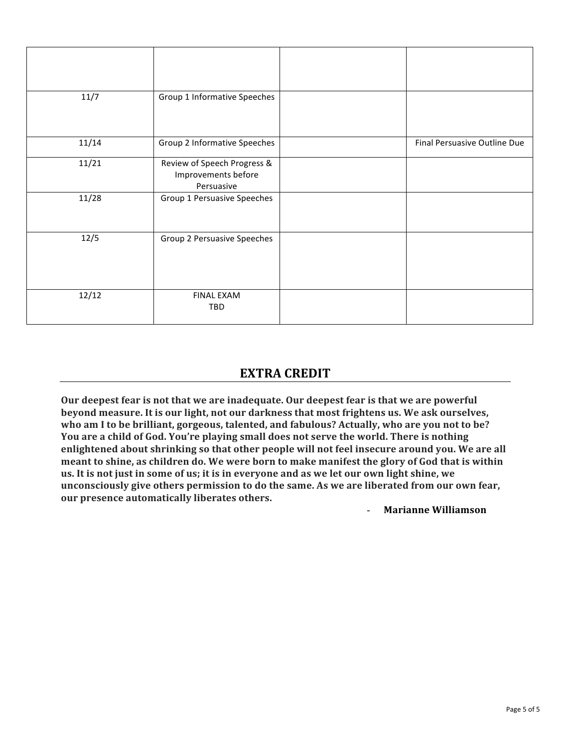| | | | |
|---|---|---|---|
| | | | |
| 11/7 | Group 1 Informative Speeches | | |
| 11/14 | Group 2 Informative Speeches | | Final Persuasive Outline Due |
| 11/21 | Review of Speech Progress & Improvements before Persuasive | | |
| 11/28 | Group 1 Persuasive Speeches | | |
| 12/5 | Group 2 Persuasive Speeches | | |
| 12/12 | FINAL EXAM TBD | | |

## EXTRA CREDIT

**Our deepest fear is not that we are inadequate. Our deepest fear is that we are powerful beyond measure. It is our light, not our darkness that most frightens us. We ask ourselves, who am I to be brilliant, gorgeous, talented, and fabulous? Actually, who are you not to be? You are a child of God. You're playing small does not serve the world. There is nothing enlightened about shrinking so that other people will not feel insecure around you. We are all meant to shine, as children do. We were born to make manifest the glory of God that is within us. It is not just in some of us; it is in everyone and as we let our own light shine, we unconsciously give others permission to do the same. As we are liberated from our own fear, our presence automatically liberates others.**

- **Marianne Williamson**